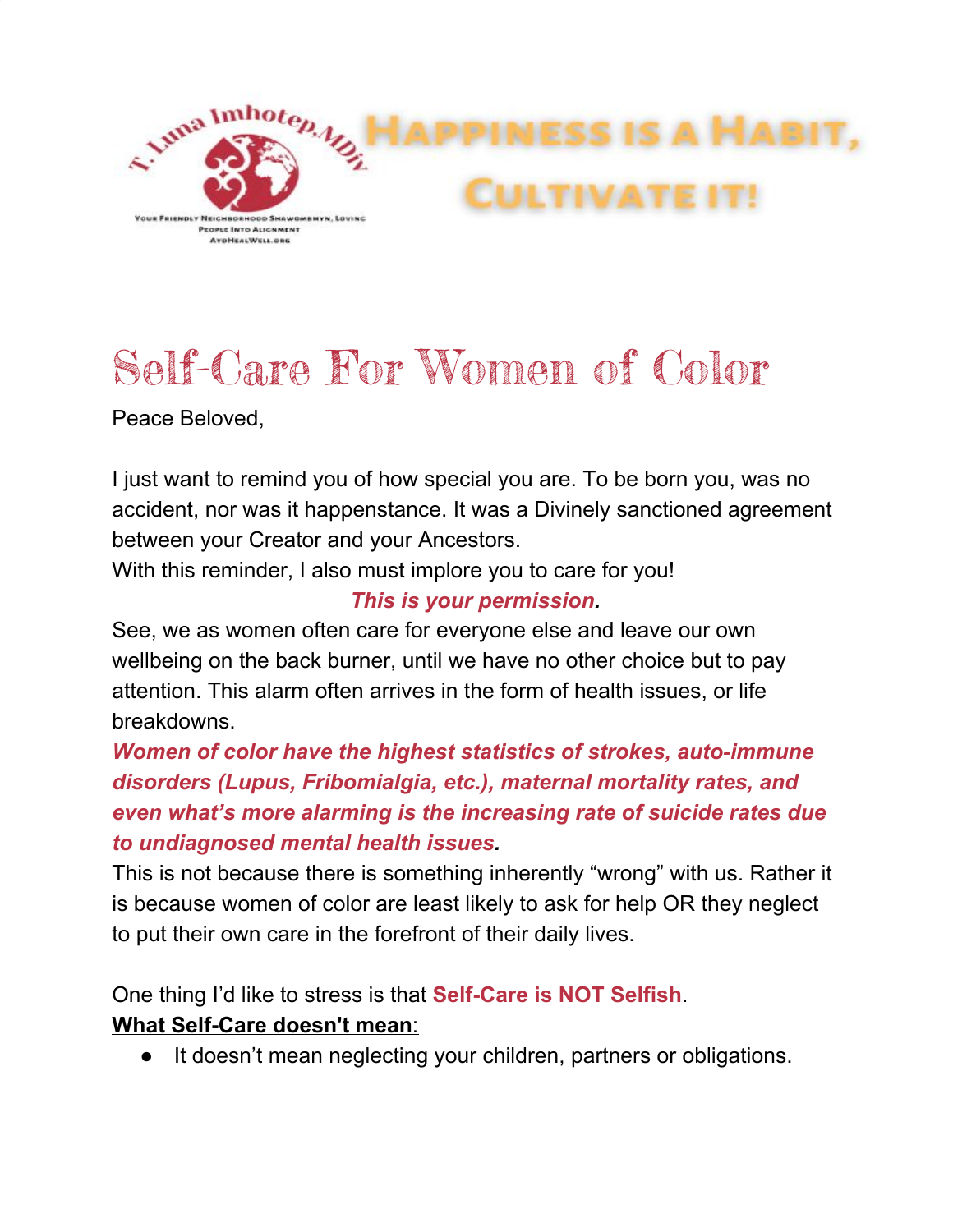T. Luna Imhotep, MDiv

Your Friendly Neighborhood Shawomemyn, Loving People Into Alignment

AyoHealWell.org

**Happiness is a Habit, Cultivate it!**

# Self-Care For Women of Color

Peace Beloved,

I just want to remind you of how special you are. To be born you, was no accident, nor was it happenstance. It was a Divinely sanctioned agreement between your Creator and your Ancestors.
With this reminder, I also must implore you to care for you!

***This is your permission.***

See, we as women often care for everyone else and leave our own wellbeing on the back burner, until we have no other choice but to pay attention. This alarm often arrives in the form of health issues, or life breakdowns.
***Women of color have the highest statistics of strokes, auto-immune disorders (Lupus, Fribomialgia, etc.), maternal mortality rates, and even what's more alarming is the increasing rate of suicide rates due to undiagnosed mental health issues.***
This is not because there is something inherently "wrong" with us. Rather it is because women of color are least likely to ask for help OR they neglect to put their own care in the forefront of their daily lives.

One thing I'd like to stress is that **Self-Care is NOT Selfish**.
**What Self-Care doesn't mean**:

- It doesn't mean neglecting your children, partners or obligations.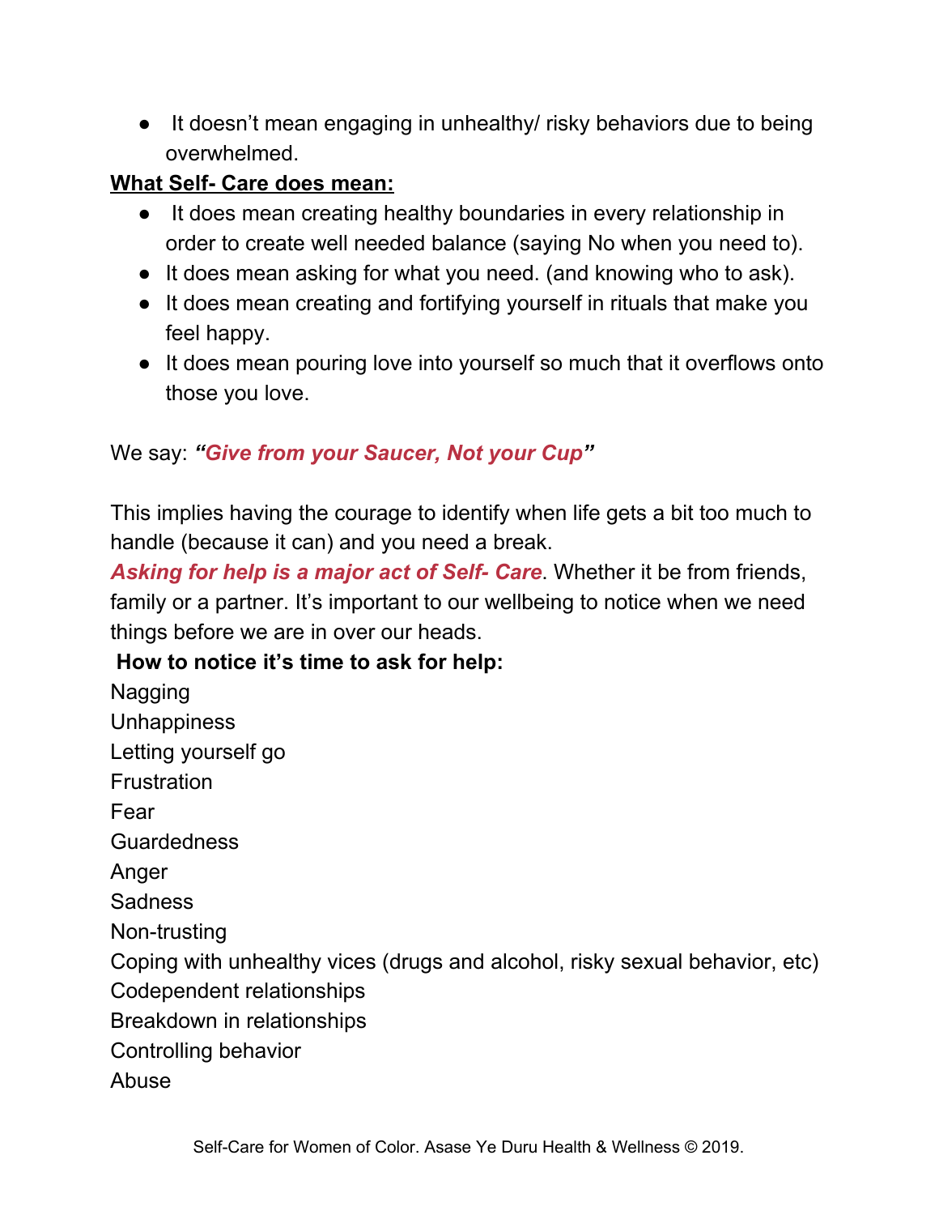- It doesn't mean engaging in unhealthy/ risky behaviors due to being overwhelmed.

**What Self- Care does mean:**

- It does mean creating healthy boundaries in every relationship in order to create well needed balance (saying No when you need to).
- It does mean asking for what you need. (and knowing who to ask).
- It does mean creating and fortifying yourself in rituals that make you feel happy.
- It does mean pouring love into yourself so much that it overflows onto those you love.

We say: ***"Give from your Saucer, Not your Cup"***

This implies having the courage to identify when life gets a bit too much to handle (because it can) and you need a break.

***Asking for help is a major act of Self- Care***. Whether it be from friends, family or a partner. It's important to our wellbeing to notice when we need things before we are in over our heads.

**How to notice it's time to ask for help:**

Nagging
Unhappiness
Letting yourself go
Frustration
Fear
Guardedness
Anger
Sadness
Non-trusting
Coping with unhealthy vices (drugs and alcohol, risky sexual behavior, etc)
Codependent relationships
Breakdown in relationships
Controlling behavior
Abuse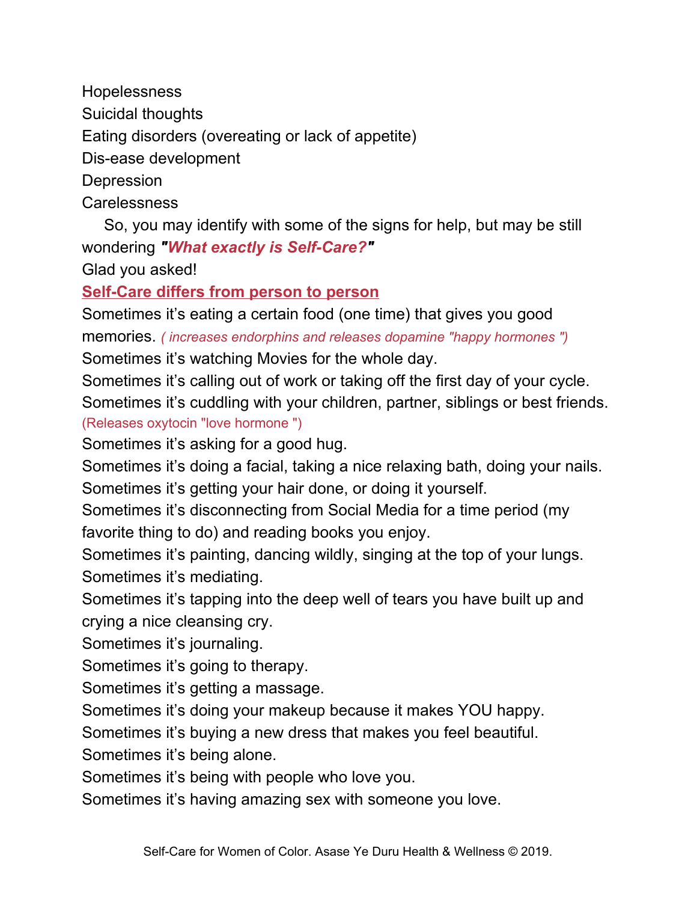Hopelessness
Suicidal thoughts
Eating disorders (overeating or lack of appetite)
Dis-ease development
Depression
Carelessness

So, you may identify with some of the signs for help, but may be still wondering ***"What exactly is Self-Care?"***

Glad you asked!

**Self-Care differs from person to person**

Sometimes it's eating a certain food (one time) that gives you good memories. *( increases endorphins and releases dopamine "happy hormones ")*

Sometimes it's watching Movies for the whole day.

Sometimes it's calling out of work or taking off the first day of your cycle.

Sometimes it's cuddling with your children, partner, siblings or best friends. (Releases oxytocin "love hormone ")

Sometimes it's asking for a good hug.

Sometimes it's doing a facial, taking a nice relaxing bath, doing your nails.

Sometimes it's getting your hair done, or doing it yourself.

Sometimes it's disconnecting from Social Media for a time period (my favorite thing to do) and reading books you enjoy.

Sometimes it's painting, dancing wildly, singing at the top of your lungs.

Sometimes it's mediating.

Sometimes it's tapping into the deep well of tears you have built up and crying a nice cleansing cry.

Sometimes it's journaling.

Sometimes it's going to therapy.

Sometimes it's getting a massage.

Sometimes it's doing your makeup because it makes YOU happy.

Sometimes it's buying a new dress that makes you feel beautiful.

Sometimes it's being alone.

Sometimes it's being with people who love you.

Sometimes it's having amazing sex with someone you love.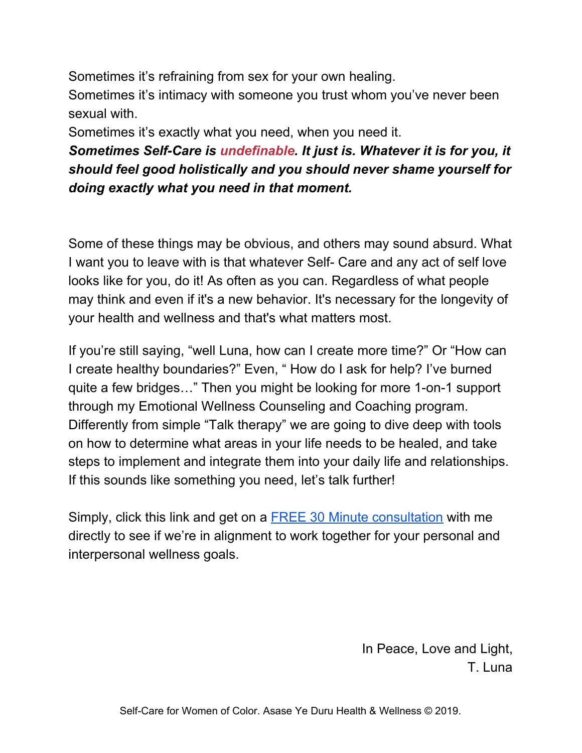Sometimes it's refraining from sex for your own healing.
Sometimes it's intimacy with someone you trust whom you've never been sexual with.
Sometimes it's exactly what you need, when you need it.
***Sometimes Self-Care is undefinable. It just is. Whatever it is for you, it should feel good holistically and you should never shame yourself for doing exactly what you need in that moment.***

Some of these things may be obvious, and others may sound absurd. What I want you to leave with is that whatever Self- Care and any act of self love looks like for you, do it! As often as you can. Regardless of what people may think and even if it's a new behavior. It's necessary for the longevity of your health and wellness and that's what matters most.

If you're still saying, "well Luna, how can I create more time?" Or "How can I create healthy boundaries?" Even, " How do I ask for help? I've burned quite a few bridges…" Then you might be looking for more 1-on-1 support through my Emotional Wellness Counseling and Coaching program. Differently from simple "Talk therapy" we are going to dive deep with tools on how to determine what areas in your life needs to be healed, and take steps to implement and integrate them into your daily life and relationships. If this sounds like something you need, let's talk further!

Simply, click this link and get on a FREE 30 Minute consultation with me directly to see if we're in alignment to work together for your personal and interpersonal wellness goals.

In Peace, Love and Light,
T. Luna

Self-Care for Women of Color. Asase Ye Duru Health & Wellness © 2019.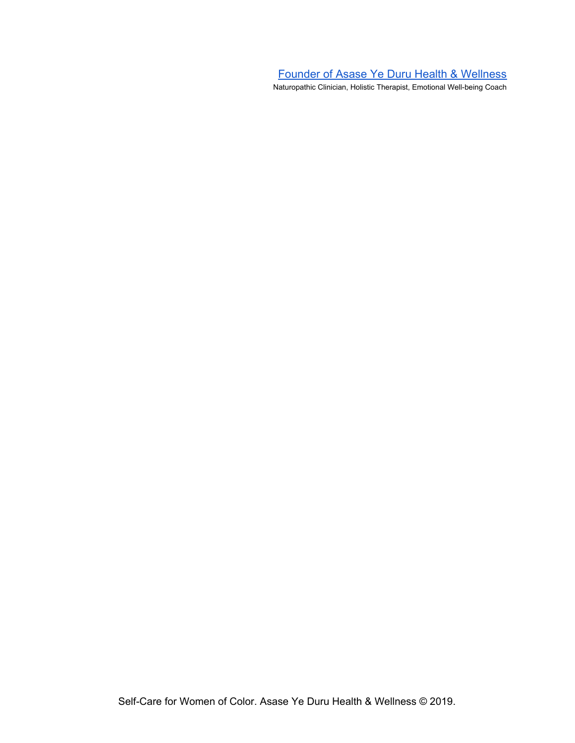[Founder of Asase Ye Duru Health & Wellness]
Naturopathic Clinician, Holistic Therapist, Emotional Well-being Coach